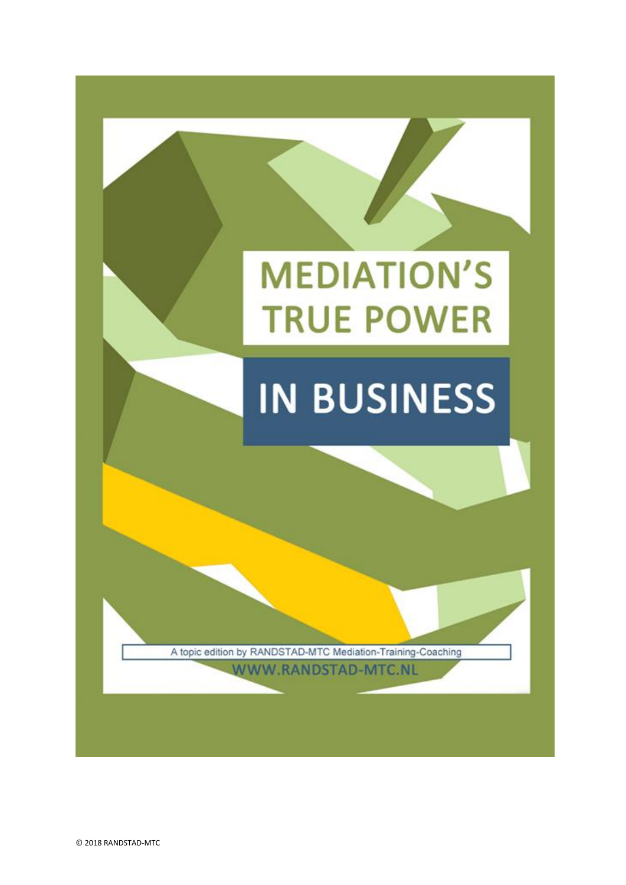# MEDIATION'S TRUE POWER

# IN BUSINESS

A topic edition by RANDSTAD-MTC Mediation-Training-Coaching

WWW.RANDSTAD-MTC.NL

© 2018 RANDSTAD-MTC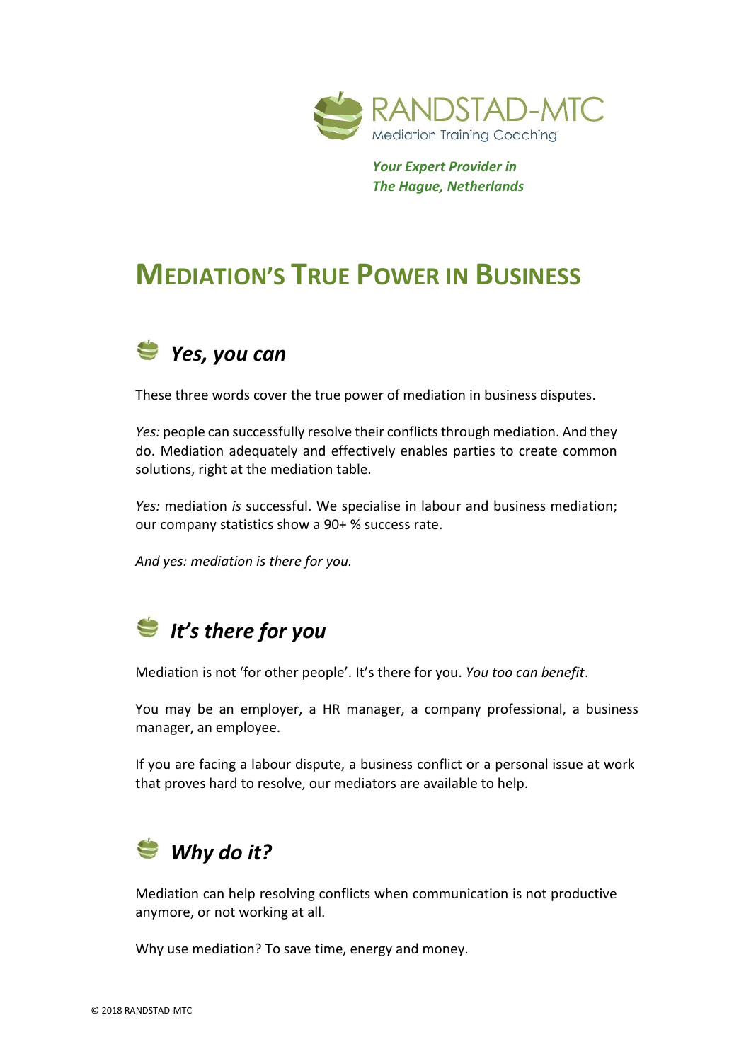RANDSTAD-MTC
Mediation Training Coaching

***Your Expert Provider in***
***The Hague, Netherlands***

# MEDIATION'S TRUE POWER IN BUSINESS

## *Yes, you can*

These three words cover the true power of mediation in business disputes.

*Yes:* people can successfully resolve their conflicts through mediation. And they do. Mediation adequately and effectively enables parties to create common solutions, right at the mediation table.

*Yes:* mediation *is* successful. We specialise in labour and business mediation; our company statistics show a 90+ % success rate.

*And yes: mediation is there for you.*

## *It's there for you*

Mediation is not 'for other people'. It's there for you. *You too can benefit*.

You may be an employer, a HR manager, a company professional, a business manager, an employee.

If you are facing a labour dispute, a business conflict or a personal issue at work that proves hard to resolve, our mediators are available to help.

## *Why do it?*

Mediation can help resolving conflicts when communication is not productive anymore, or not working at all.

Why use mediation? To save time, energy and money.

© 2018 RANDSTAD-MTC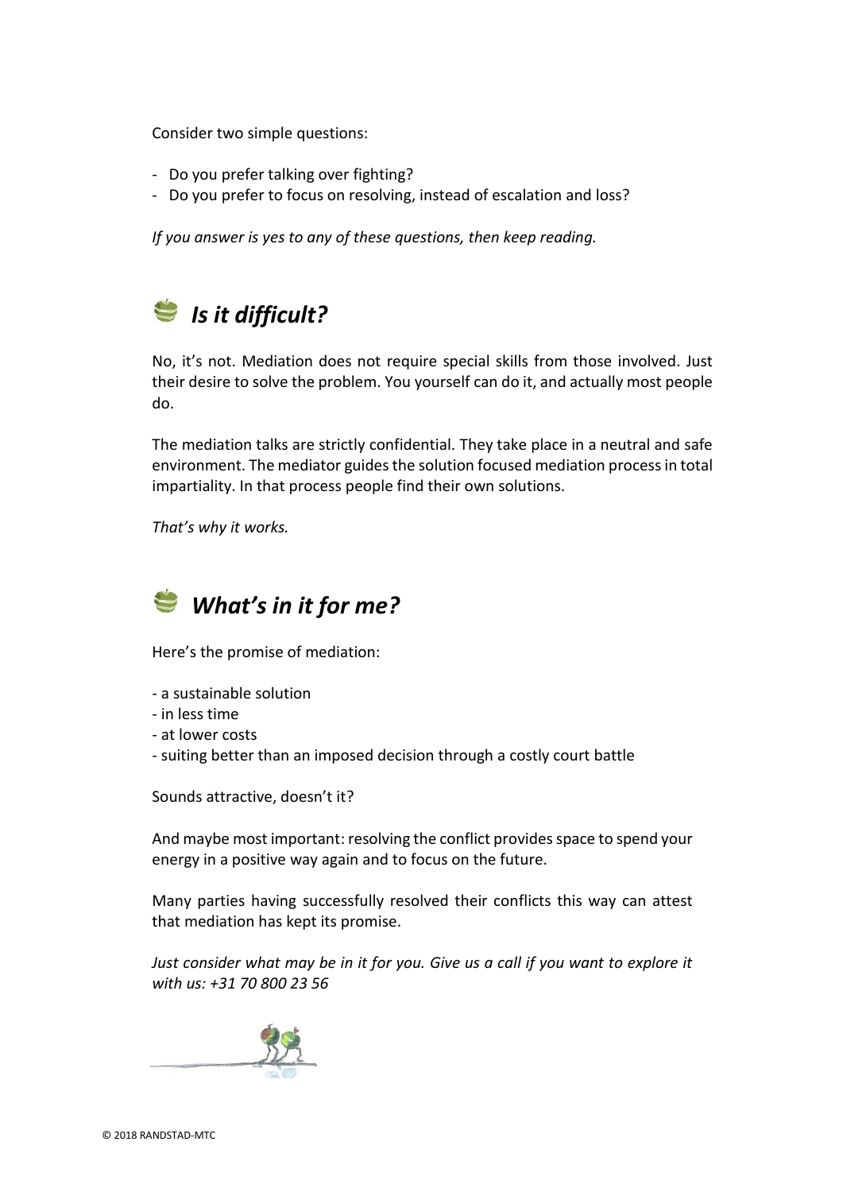Consider two simple questions:

- Do you prefer talking over fighting?
- Do you prefer to focus on resolving, instead of escalation and loss?

*If you answer is yes to any of these questions, then keep reading.*

## ***Is it difficult?***

No, it's not. Mediation does not require special skills from those involved. Just their desire to solve the problem. You yourself can do it, and actually most people do.

The mediation talks are strictly confidential. They take place in a neutral and safe environment. The mediator guides the solution focused mediation process in total impartiality. In that process people find their own solutions.

*That's why it works.*

## ***What's in it for me?***

Here's the promise of mediation:

- a sustainable solution
- in less time
- at lower costs
- suiting better than an imposed decision through a costly court battle

Sounds attractive, doesn't it?

And maybe most important: resolving the conflict provides space to spend your energy in a positive way again and to focus on the future.

Many parties having successfully resolved their conflicts this way can attest that mediation has kept its promise.

*Just consider what may be in it for you. Give us a call if you want to explore it with us: +31 70 800 23 56*

© 2018 RANDSTAD-MTC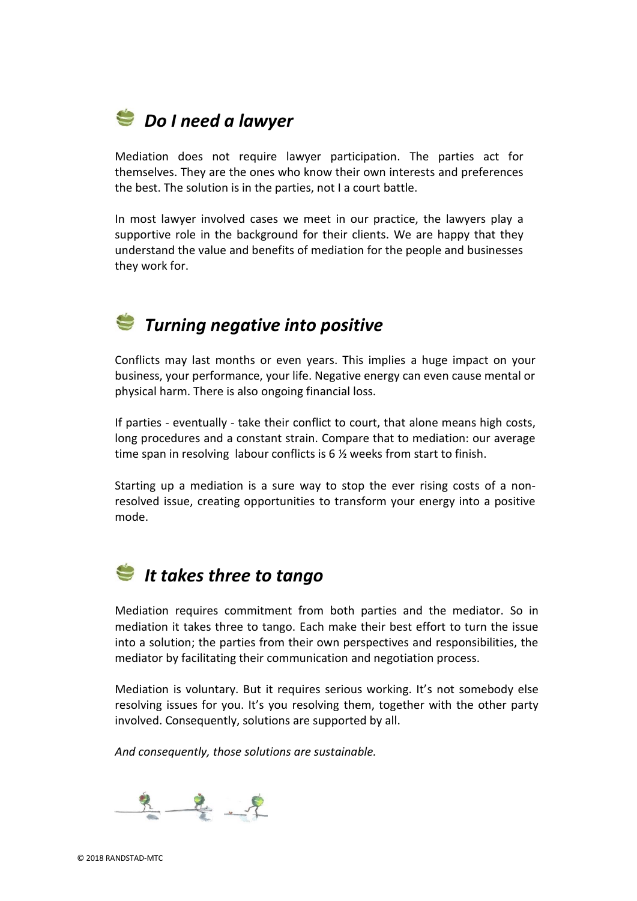## *Do I need a lawyer*

Mediation does not require lawyer participation. The parties act for themselves. They are the ones who know their own interests and preferences the best. The solution is in the parties, not I a court battle.

In most lawyer involved cases we meet in our practice, the lawyers play a supportive role in the background for their clients. We are happy that they understand the value and benefits of mediation for the people and businesses they work for.

## *Turning negative into positive*

Conflicts may last months or even years. This implies a huge impact on your business, your performance, your life. Negative energy can even cause mental or physical harm. There is also ongoing financial loss.

If parties - eventually - take their conflict to court, that alone means high costs, long procedures and a constant strain. Compare that to mediation: our average time span in resolving labour conflicts is 6 ½ weeks from start to finish.

Starting up a mediation is a sure way to stop the ever rising costs of a non-resolved issue, creating opportunities to transform your energy into a positive mode.

## *It takes three to tango*

Mediation requires commitment from both parties and the mediator. So in mediation it takes three to tango. Each make their best effort to turn the issue into a solution; the parties from their own perspectives and responsibilities, the mediator by facilitating their communication and negotiation process.

Mediation is voluntary. But it requires serious working. It's not somebody else resolving issues for you. It's you resolving them, together with the other party involved. Consequently, solutions are supported by all.

*And consequently, those solutions are sustainable.*

© 2018 RANDSTAD-MTC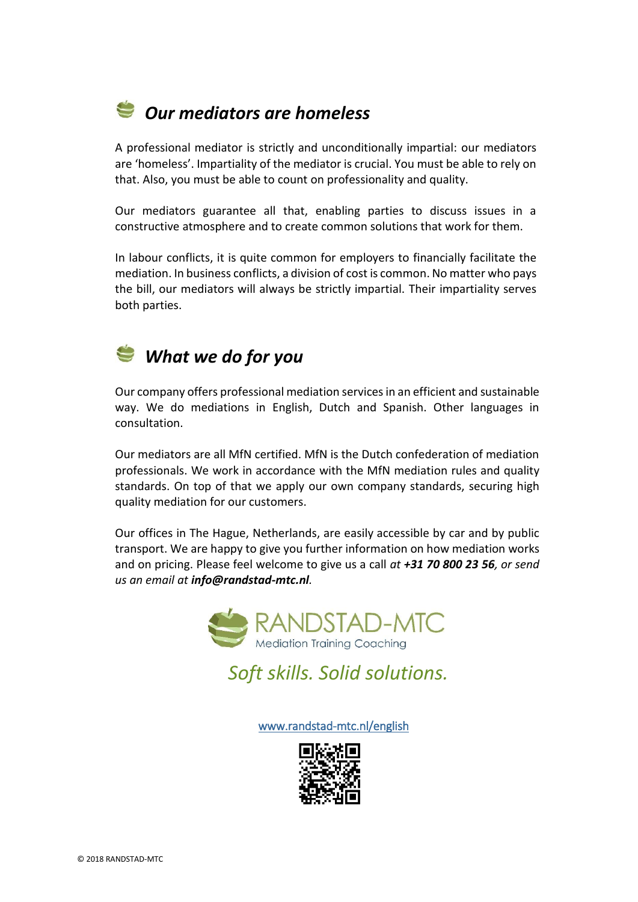## *Our mediators are homeless*

A professional mediator is strictly and unconditionally impartial: our mediators are 'homeless'. Impartiality of the mediator is crucial. You must be able to rely on that. Also, you must be able to count on professionality and quality.

Our mediators guarantee all that, enabling parties to discuss issues in a constructive atmosphere and to create common solutions that work for them.

In labour conflicts, it is quite common for employers to financially facilitate the mediation. In business conflicts, a division of cost is common. No matter who pays the bill, our mediators will always be strictly impartial. Their impartiality serves both parties.

## *What we do for you*

Our company offers professional mediation services in an efficient and sustainable way. We do mediations in English, Dutch and Spanish. Other languages in consultation.

Our mediators are all MfN certified. MfN is the Dutch confederation of mediation professionals. We work in accordance with the MfN mediation rules and quality standards. On top of that we apply our own company standards, securing high quality mediation for our customers.

Our offices in The Hague, Netherlands, are easily accessible by car and by public transport. We are happy to give you further information on how mediation works and on pricing. Please feel welcome to give us a call *at **+31 70 800 23 56**, or send us an email at **info@randstad-mtc.nl**.*

RANDSTAD-MTC
Mediation Training Coaching

*Soft skills. Solid solutions.*

www.randstad-mtc.nl/english

© 2018 RANDSTAD-MTC